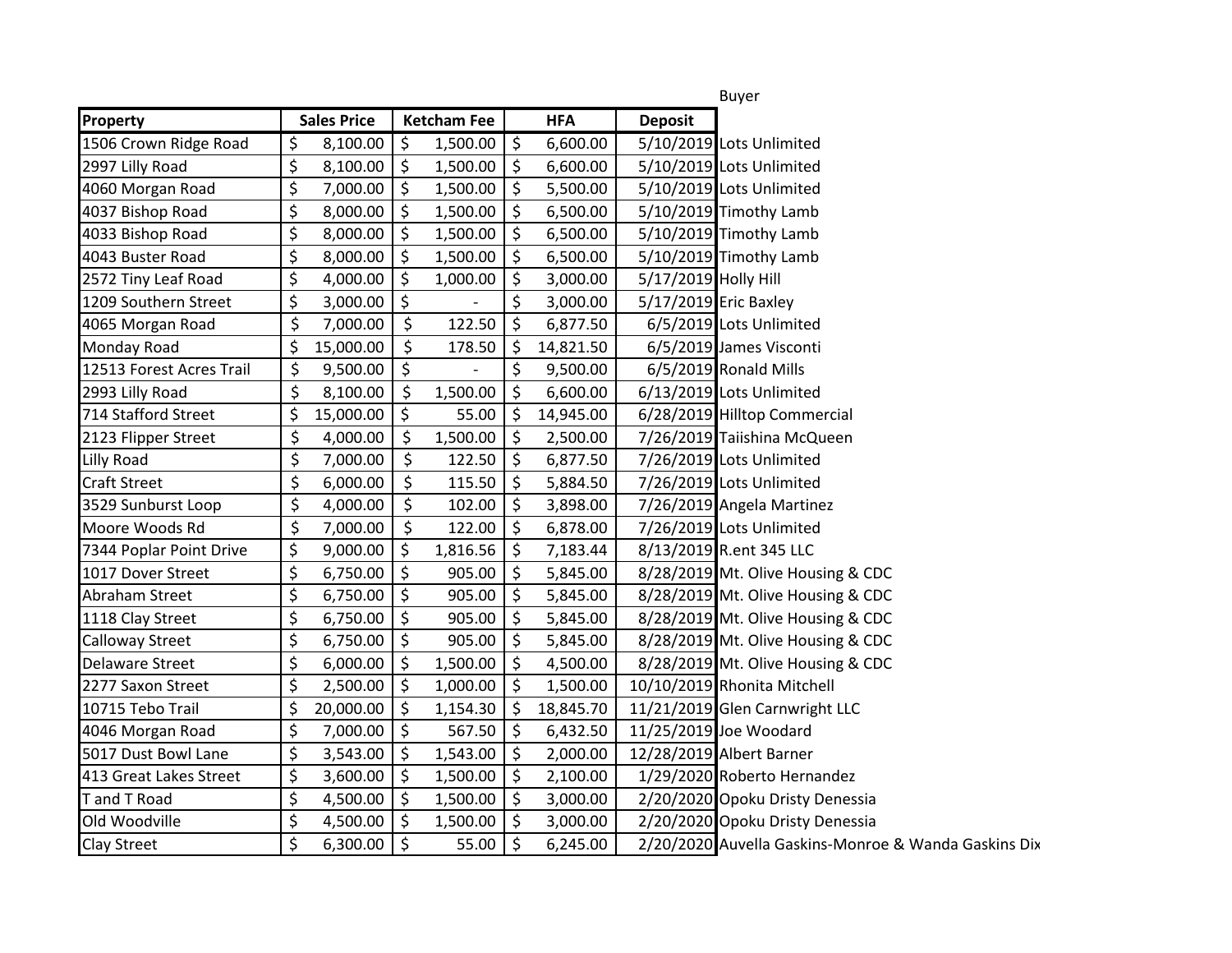| Property | Sales Price | Ketcham Fee | HFA | Deposit | Buyer |
|---|---|---|---|---|---|
| 1506 Crown Ridge Road | $ 8,100.00 | $ 1,500.00 | $ 6,600.00 | 5/10/2019 | Lots Unlimited |
| 2997 Lilly Road | $ 8,100.00 | $ 1,500.00 | $ 6,600.00 | 5/10/2019 | Lots Unlimited |
| 4060 Morgan Road | $ 7,000.00 | $ 1,500.00 | $ 5,500.00 | 5/10/2019 | Lots Unlimited |
| 4037 Bishop Road | $ 8,000.00 | $ 1,500.00 | $ 6,500.00 | 5/10/2019 | Timothy Lamb |
| 4033 Bishop Road | $ 8,000.00 | $ 1,500.00 | $ 6,500.00 | 5/10/2019 | Timothy Lamb |
| 4043 Buster Road | $ 8,000.00 | $ 1,500.00 | $ 6,500.00 | 5/10/2019 | Timothy Lamb |
| 2572 Tiny Leaf Road | $ 4,000.00 | $ 1,000.00 | $ 3,000.00 | 5/17/2019 | Holly Hill |
| 1209 Southern Street | $ 3,000.00 | $ - | $ 3,000.00 | 5/17/2019 | Eric Baxley |
| 4065 Morgan Road | $ 7,000.00 | $ 122.50 | $ 6,877.50 | 6/5/2019 | Lots Unlimited |
| Monday Road | $ 15,000.00 | $ 178.50 | $ 14,821.50 | 6/5/2019 | James Visconti |
| 12513 Forest Acres Trail | $ 9,500.00 | $ - | $ 9,500.00 | 6/5/2019 | Ronald Mills |
| 2993 Lilly Road | $ 8,100.00 | $ 1,500.00 | $ 6,600.00 | 6/13/2019 | Lots Unlimited |
| 714 Stafford Street | $ 15,000.00 | $ 55.00 | $ 14,945.00 | 6/28/2019 | Hilltop Commercial |
| 2123 Flipper Street | $ 4,000.00 | $ 1,500.00 | $ 2,500.00 | 7/26/2019 | Taiishina McQueen |
| Lilly Road | $ 7,000.00 | $ 122.50 | $ 6,877.50 | 7/26/2019 | Lots Unlimited |
| Craft Street | $ 6,000.00 | $ 115.50 | $ 5,884.50 | 7/26/2019 | Lots Unlimited |
| 3529 Sunburst Loop | $ 4,000.00 | $ 102.00 | $ 3,898.00 | 7/26/2019 | Angela Martinez |
| Moore Woods Rd | $ 7,000.00 | $ 122.00 | $ 6,878.00 | 7/26/2019 | Lots Unlimited |
| 7344 Poplar Point Drive | $ 9,000.00 | $ 1,816.56 | $ 7,183.44 | 8/13/2019 | R.ent 345 LLC |
| 1017 Dover Street | $ 6,750.00 | $ 905.00 | $ 5,845.00 | 8/28/2019 | Mt. Olive Housing & CDC |
| Abraham Street | $ 6,750.00 | $ 905.00 | $ 5,845.00 | 8/28/2019 | Mt. Olive Housing & CDC |
| 1118 Clay Street | $ 6,750.00 | $ 905.00 | $ 5,845.00 | 8/28/2019 | Mt. Olive Housing & CDC |
| Calloway Street | $ 6,750.00 | $ 905.00 | $ 5,845.00 | 8/28/2019 | Mt. Olive Housing & CDC |
| Delaware Street | $ 6,000.00 | $ 1,500.00 | $ 4,500.00 | 8/28/2019 | Mt. Olive Housing & CDC |
| 2277 Saxon Street | $ 2,500.00 | $ 1,000.00 | $ 1,500.00 | 10/10/2019 | Rhonita Mitchell |
| 10715 Tebo Trail | $ 20,000.00 | $ 1,154.30 | $ 18,845.70 | 11/21/2019 | Glen Carnwright LLC |
| 4046 Morgan Road | $ 7,000.00 | $ 567.50 | $ 6,432.50 | 11/25/2019 | Joe Woodard |
| 5017 Dust Bowl Lane | $ 3,543.00 | $ 1,543.00 | $ 2,000.00 | 12/28/2019 | Albert Barner |
| 413 Great Lakes Street | $ 3,600.00 | $ 1,500.00 | $ 2,100.00 | 1/29/2020 | Roberto Hernandez |
| T and T Road | $ 4,500.00 | $ 1,500.00 | $ 3,000.00 | 2/20/2020 | Opoku Dristy Denessia |
| Old Woodville | $ 4,500.00 | $ 1,500.00 | $ 3,000.00 | 2/20/2020 | Opoku Dristy Denessia |
| Clay Street | $ 6,300.00 | $ 55.00 | $ 6,245.00 | 2/20/2020 | Auvella Gaskins-Monroe & Wanda Gaskins Dix |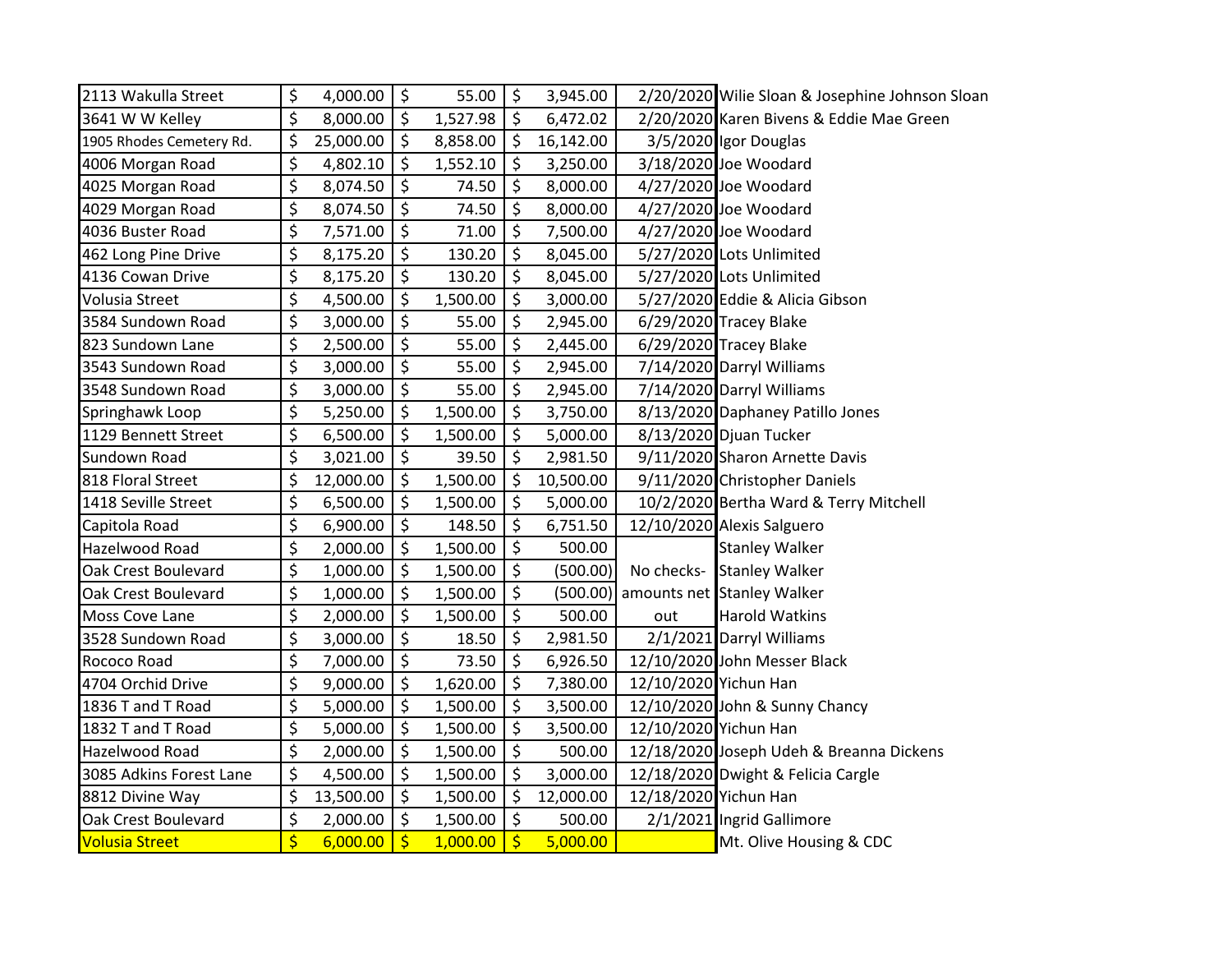| | | | | | |
|---|---|---|---|---|---|
| 2113 Wakulla Street | $ 4,000.00 | $ 55.00 | $ 3,945.00 | 2/20/2020 | Wilie Sloan & Josephine Johnson Sloan |
| 3641 W W Kelley | $ 8,000.00 | $ 1,527.98 | $ 6,472.02 | 2/20/2020 | Karen Bivens & Eddie Mae Green |
| 1905 Rhodes Cemetery Rd. | $ 25,000.00 | $ 8,858.00 | $ 16,142.00 | 3/5/2020 | Igor Douglas |
| 4006 Morgan Road | $ 4,802.10 | $ 1,552.10 | $ 3,250.00 | 3/18/2020 | Joe Woodard |
| 4025 Morgan Road | $ 8,074.50 | $ 74.50 | $ 8,000.00 | 4/27/2020 | Joe Woodard |
| 4029 Morgan Road | $ 8,074.50 | $ 74.50 | $ 8,000.00 | 4/27/2020 | Joe Woodard |
| 4036 Buster Road | $ 7,571.00 | $ 71.00 | $ 7,500.00 | 4/27/2020 | Joe Woodard |
| 462 Long Pine Drive | $ 8,175.20 | $ 130.20 | $ 8,045.00 | 5/27/2020 | Lots Unlimited |
| 4136 Cowan Drive | $ 8,175.20 | $ 130.20 | $ 8,045.00 | 5/27/2020 | Lots Unlimited |
| Volusia Street | $ 4,500.00 | $ 1,500.00 | $ 3,000.00 | 5/27/2020 | Eddie & Alicia Gibson |
| 3584 Sundown Road | $ 3,000.00 | $ 55.00 | $ 2,945.00 | 6/29/2020 | Tracey Blake |
| 823 Sundown Lane | $ 2,500.00 | $ 55.00 | $ 2,445.00 | 6/29/2020 | Tracey Blake |
| 3543 Sundown Road | $ 3,000.00 | $ 55.00 | $ 2,945.00 | 7/14/2020 | Darryl Williams |
| 3548 Sundown Road | $ 3,000.00 | $ 55.00 | $ 2,945.00 | 7/14/2020 | Darryl Williams |
| Springhawk Loop | $ 5,250.00 | $ 1,500.00 | $ 3,750.00 | 8/13/2020 | Daphaney Patillo Jones |
| 1129 Bennett Street | $ 6,500.00 | $ 1,500.00 | $ 5,000.00 | 8/13/2020 | Djuan Tucker |
| Sundown Road | $ 3,021.00 | $ 39.50 | $ 2,981.50 | 9/11/2020 | Sharon Arnette Davis |
| 818 Floral Street | $ 12,000.00 | $ 1,500.00 | $ 10,500.00 | 9/11/2020 | Christopher Daniels |
| 1418 Seville Street | $ 6,500.00 | $ 1,500.00 | $ 5,000.00 | 10/2/2020 | Bertha Ward & Terry Mitchell |
| Capitola Road | $ 6,900.00 | $ 148.50 | $ 6,751.50 | 12/10/2020 | Alexis Salguero |
| Hazelwood Road | $ 2,000.00 | $ 1,500.00 | $ 500.00 | | Stanley Walker |
| Oak Crest Boulevard | $ 1,000.00 | $ 1,500.00 | $ (500.00) | No checks- | Stanley Walker |
| Oak Crest Boulevard | $ 1,000.00 | $ 1,500.00 | $ (500.00) | amounts net | Stanley Walker |
| Moss Cove Lane | $ 2,000.00 | $ 1,500.00 | $ 500.00 | out | Harold Watkins |
| 3528 Sundown Road | $ 3,000.00 | $ 18.50 | $ 2,981.50 | 2/1/2021 | Darryl Williams |
| Rococo Road | $ 7,000.00 | $ 73.50 | $ 6,926.50 | 12/10/2020 | John Messer Black |
| 4704 Orchid Drive | $ 9,000.00 | $ 1,620.00 | $ 7,380.00 | 12/10/2020 | Yichun Han |
| 1836 T and T Road | $ 5,000.00 | $ 1,500.00 | $ 3,500.00 | 12/10/2020 | John & Sunny Chancy |
| 1832 T and T Road | $ 5,000.00 | $ 1,500.00 | $ 3,500.00 | 12/10/2020 | Yichun Han |
| Hazelwood Road | $ 2,000.00 | $ 1,500.00 | $ 500.00 | 12/18/2020 | Joseph Udeh & Breanna Dickens |
| 3085 Adkins Forest Lane | $ 4,500.00 | $ 1,500.00 | $ 3,000.00 | 12/18/2020 | Dwight & Felicia Cargle |
| 8812 Divine Way | $ 13,500.00 | $ 1,500.00 | $ 12,000.00 | 12/18/2020 | Yichun Han |
| Oak Crest Boulevard | $ 2,000.00 | $ 1,500.00 | $ 500.00 | 2/1/2021 | Ingrid Gallimore |
| Volusia Street | $ 6,000.00 | $ 1,000.00 | $ 5,000.00 | | Mt. Olive Housing & CDC |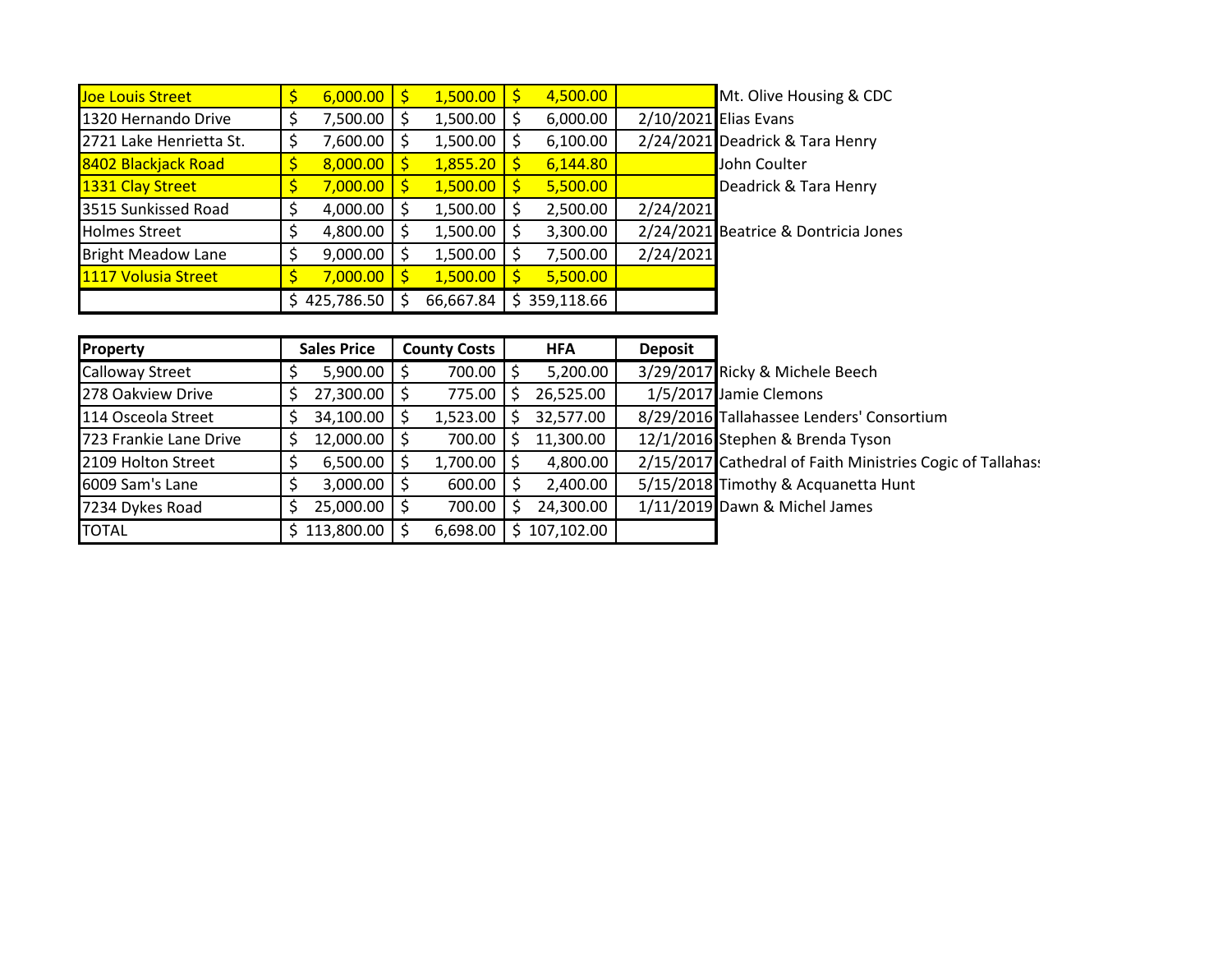| | | | | | |
|---|---|---|---|---|---|
| Joe Louis Street | $ 6,000.00 | $ 1,500.00 | $ 4,500.00 | | Mt. Olive Housing & CDC |
| 1320 Hernando Drive | $ 7,500.00 | $ 1,500.00 | $ 6,000.00 | 2/10/2021 | Elias Evans |
| 2721 Lake Henrietta St. | $ 7,600.00 | $ 1,500.00 | $ 6,100.00 | 2/24/2021 | Deadrick & Tara Henry |
| 8402 Blackjack Road | $ 8,000.00 | $ 1,855.20 | $ 6,144.80 | | John Coulter |
| 1331 Clay Street | $ 7,000.00 | $ 1,500.00 | $ 5,500.00 | | Deadrick & Tara Henry |
| 3515 Sunkissed Road | $ 4,000.00 | $ 1,500.00 | $ 2,500.00 | 2/24/2021 | |
| Holmes Street | $ 4,800.00 | $ 1,500.00 | $ 3,300.00 | 2/24/2021 | Beatrice & Dontricia Jones |
| Bright Meadow Lane | $ 9,000.00 | $ 1,500.00 | $ 7,500.00 | 2/24/2021 | |
| 1117 Volusia Street | $ 7,000.00 | $ 1,500.00 | $ 5,500.00 | | |
| | $ 425,786.50 | $ 66,667.84 | $ 359,118.66 | | |

| Property | Sales Price | County Costs | HFA | Deposit | |
|---|---|---|---|---|---|
| Calloway Street | $ 5,900.00 | $ 700.00 | $ 5,200.00 | 3/29/2017 | Ricky & Michele Beech |
| 278 Oakview Drive | $ 27,300.00 | $ 775.00 | $ 26,525.00 | 1/5/2017 | Jamie Clemons |
| 114 Osceola Street | $ 34,100.00 | $ 1,523.00 | $ 32,577.00 | 8/29/2016 | Tallahassee Lenders' Consortium |
| 723 Frankie Lane Drive | $ 12,000.00 | $ 700.00 | $ 11,300.00 | 12/1/2016 | Stephen & Brenda Tyson |
| 2109 Holton Street | $ 6,500.00 | $ 1,700.00 | $ 4,800.00 | 2/15/2017 | Cathedral of Faith Ministries Cogic of Tallahas |
| 6009 Sam's Lane | $ 3,000.00 | $ 600.00 | $ 2,400.00 | 5/15/2018 | Timothy & Acquanetta Hunt |
| 7234 Dykes Road | $ 25,000.00 | $ 700.00 | $ 24,300.00 | 1/11/2019 | Dawn & Michel James |
| TOTAL | $ 113,800.00 | $ 6,698.00 | $ 107,102.00 | | |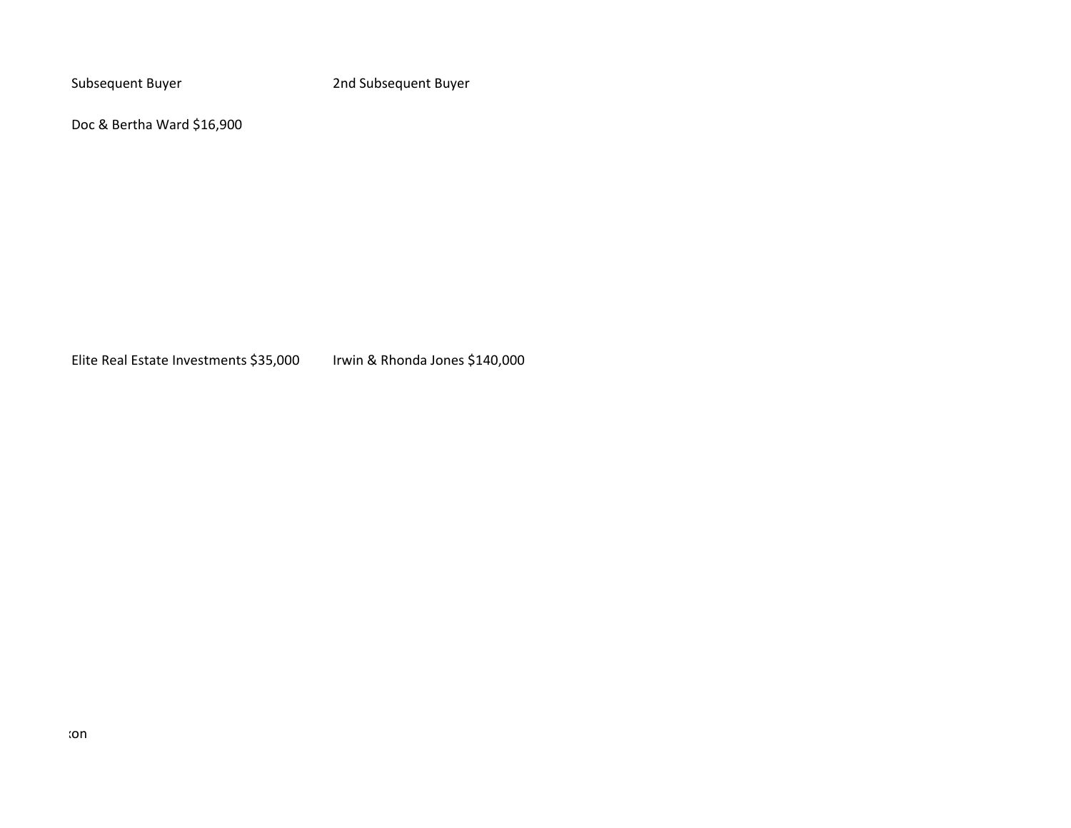| Subsequent Buyer | 2nd Subsequent Buyer |
| --- | --- |
| Doc & Bertha Ward $16,900 | |
| Elite Real Estate Investments $35,000 | Irwin & Rhonda Jones $140,000 |

:on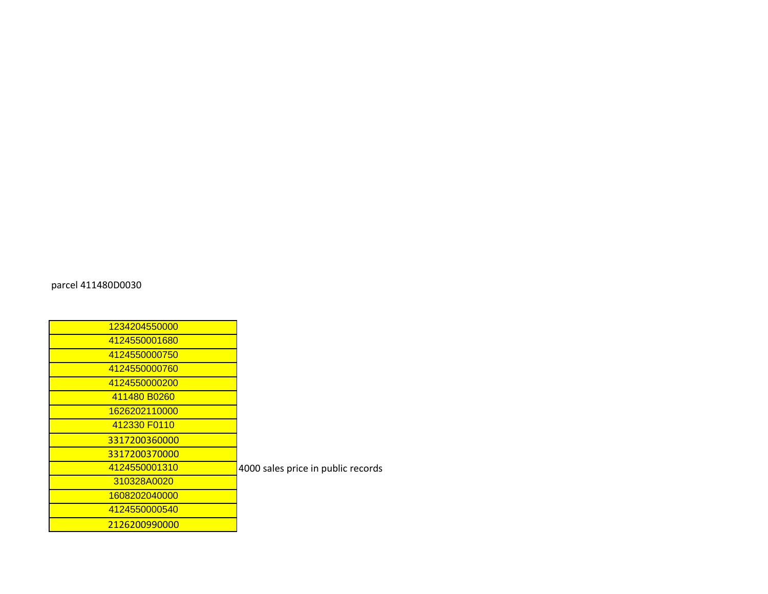parcel 411480D0030

| | |
|---|---|
| 1234204550000 | |
| 4124550001680 | |
| 4124550000750 | |
| 4124550000760 | |
| 4124550000200 | |
| 411480 B0260 | |
| 1626202110000 | |
| 412330 F0110 | |
| 3317200360000 | |
| 3317200370000 | |
| 4124550001310 | 4000 sales price in public records |
| 310328A0020 | |
| 1608202040000 | |
| 4124550000540 | |
| 2126200990000 | |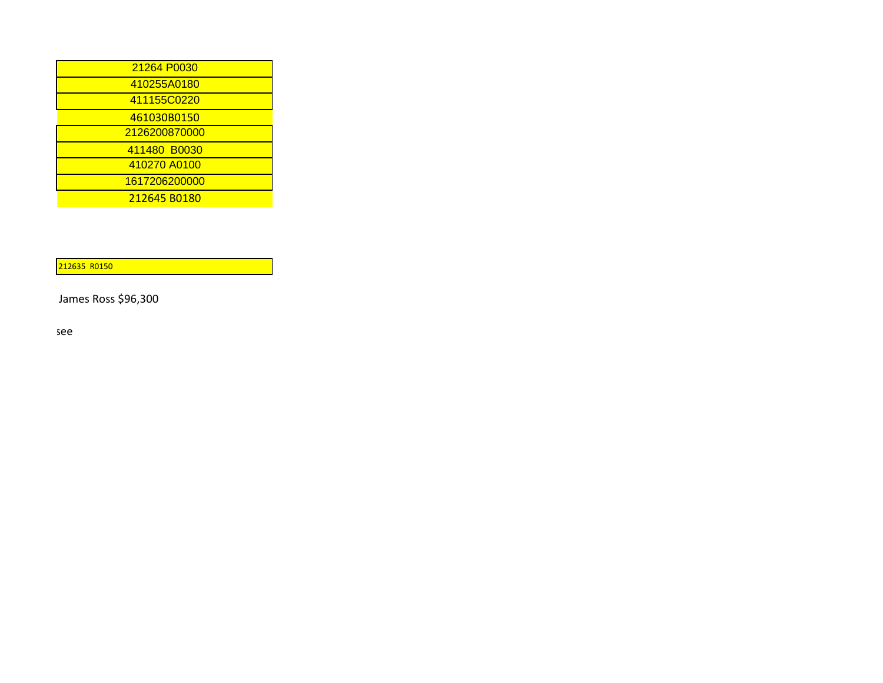| |
|---|
| 21264 P0030 |
| 410255A0180 |
| 411155C0220 |
| 461030B0150 |
| 2126200870000 |
| 411480 B0030 |
| 410270 A0100 |
| 1617206200000 |
| 212645 B0180 |

| |
|---|
| 212635 R0150 |

James Ross $96,300

see